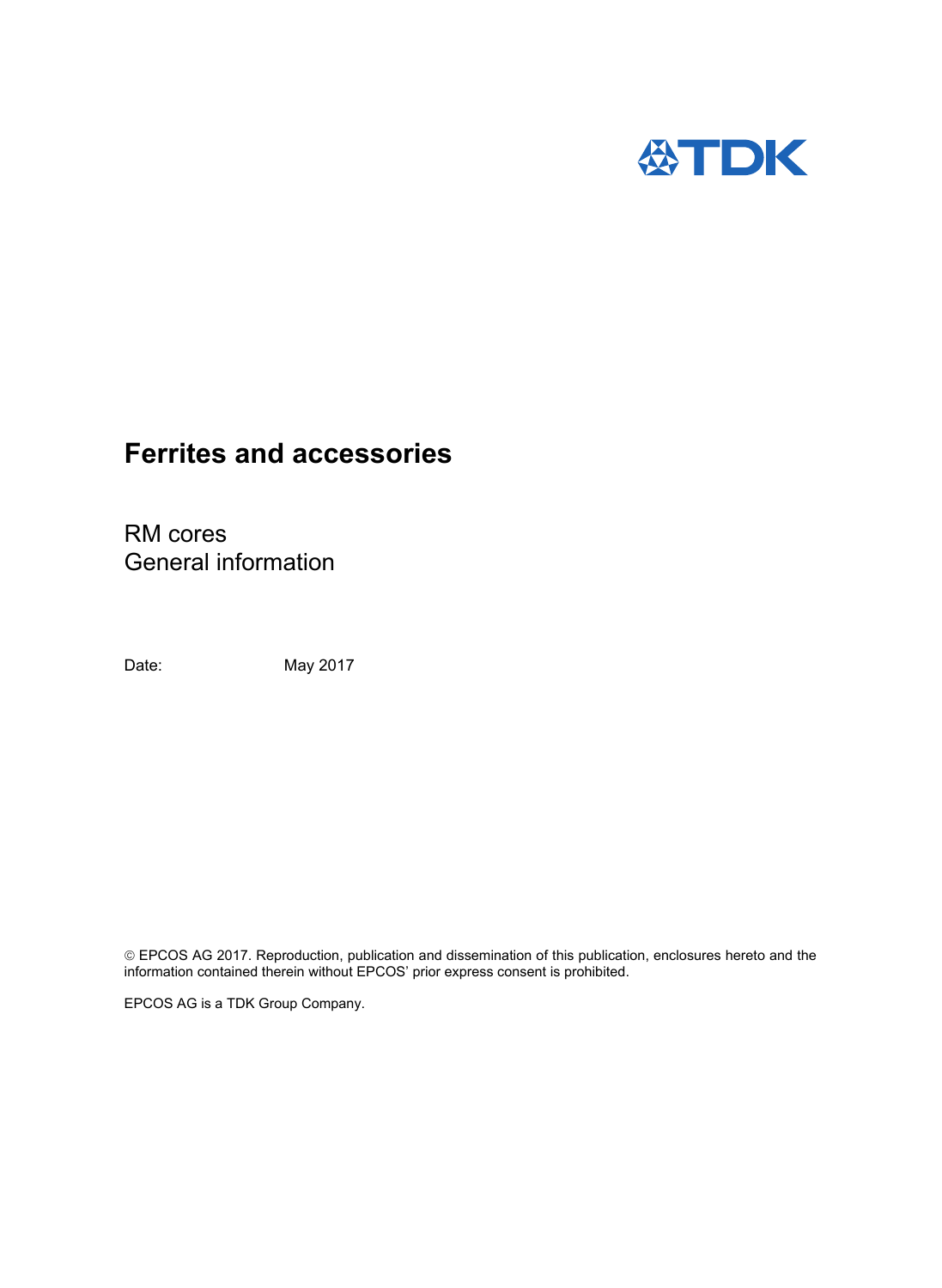TDK

# Ferrites and accessories

RM cores
General information

Date: May 2017

© EPCOS AG 2017. Reproduction, publication and dissemination of this publication, enclosures hereto and the information contained therein without EPCOS' prior express consent is prohibited.

EPCOS AG is a TDK Group Company.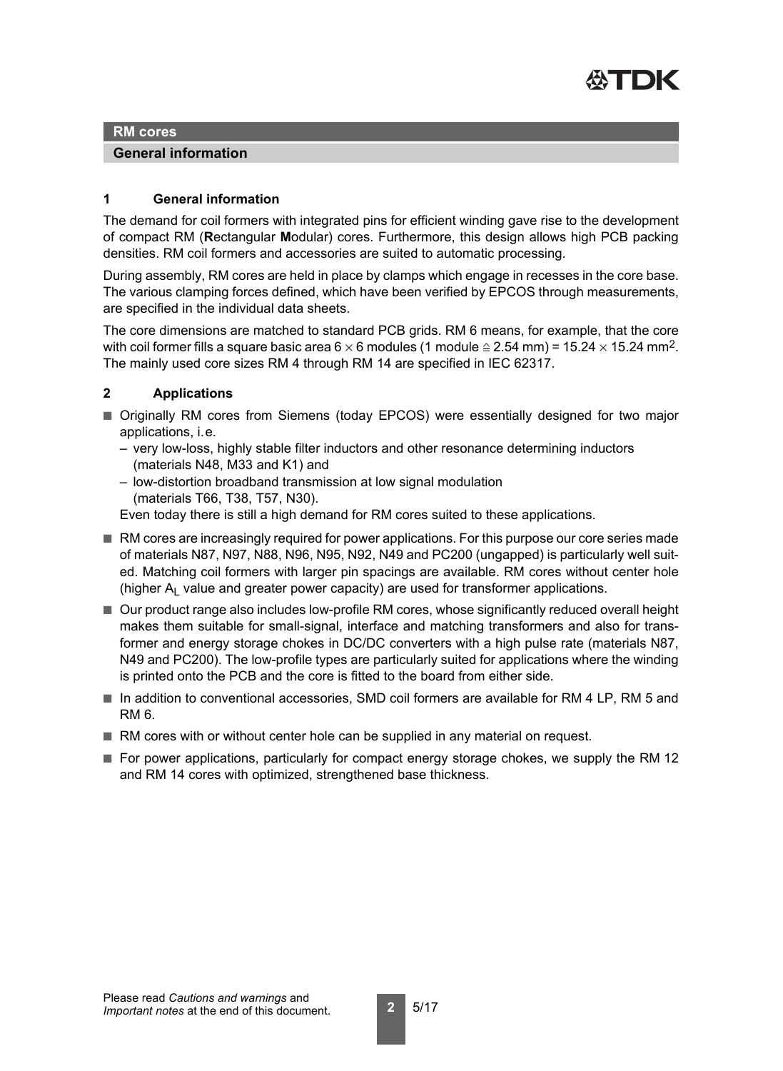## RM cores

### General information

## 1 General information

The demand for coil formers with integrated pins for efficient winding gave rise to the development of compact RM (**R**ectangular **M**odular) cores. Furthermore, this design allows high PCB packing densities. RM coil formers and accessories are suited to automatic processing.

During assembly, RM cores are held in place by clamps which engage in recesses in the core base. The various clamping forces defined, which have been verified by EPCOS through measurements, are specified in the individual data sheets.

The core dimensions are matched to standard PCB grids. RM 6 means, for example, that the core with coil former fills a square basic area $6 \times 6$ modules (1 module $\hat{=}$ 2.54 mm) = $15.24 \times 15.24$ mm$^2$. The mainly used core sizes RM 4 through RM 14 are specified in IEC 62317.

## 2 Applications

- Originally RM cores from Siemens (today EPCOS) were essentially designed for two major applications, i.e.
  - very low-loss, highly stable filter inductors and other resonance determining inductors (materials N48, M33 and K1) and
  - low-distortion broadband transmission at low signal modulation (materials T66, T38, T57, N30).

  Even today there is still a high demand for RM cores suited to these applications.
- RM cores are increasingly required for power applications. For this purpose our core series made of materials N87, N97, N88, N96, N95, N92, N49 and PC200 (ungapped) is particularly well suited. Matching coil formers with larger pin spacings are available. RM cores without center hole (higher $A_L$ value and greater power capacity) are used for transformer applications.
- Our product range also includes low-profile RM cores, whose significantly reduced overall height makes them suitable for small-signal, interface and matching transformers and also for transformer and energy storage chokes in DC/DC converters with a high pulse rate (materials N87, N49 and PC200). The low-profile types are particularly suited for applications where the winding is printed onto the PCB and the core is fitted to the board from either side.
- In addition to conventional accessories, SMD coil formers are available for RM 4 LP, RM 5 and RM 6.
- RM cores with or without center hole can be supplied in any material on request.
- For power applications, particularly for compact energy storage chokes, we supply the RM 12 and RM 14 cores with optimized, strengthened base thickness.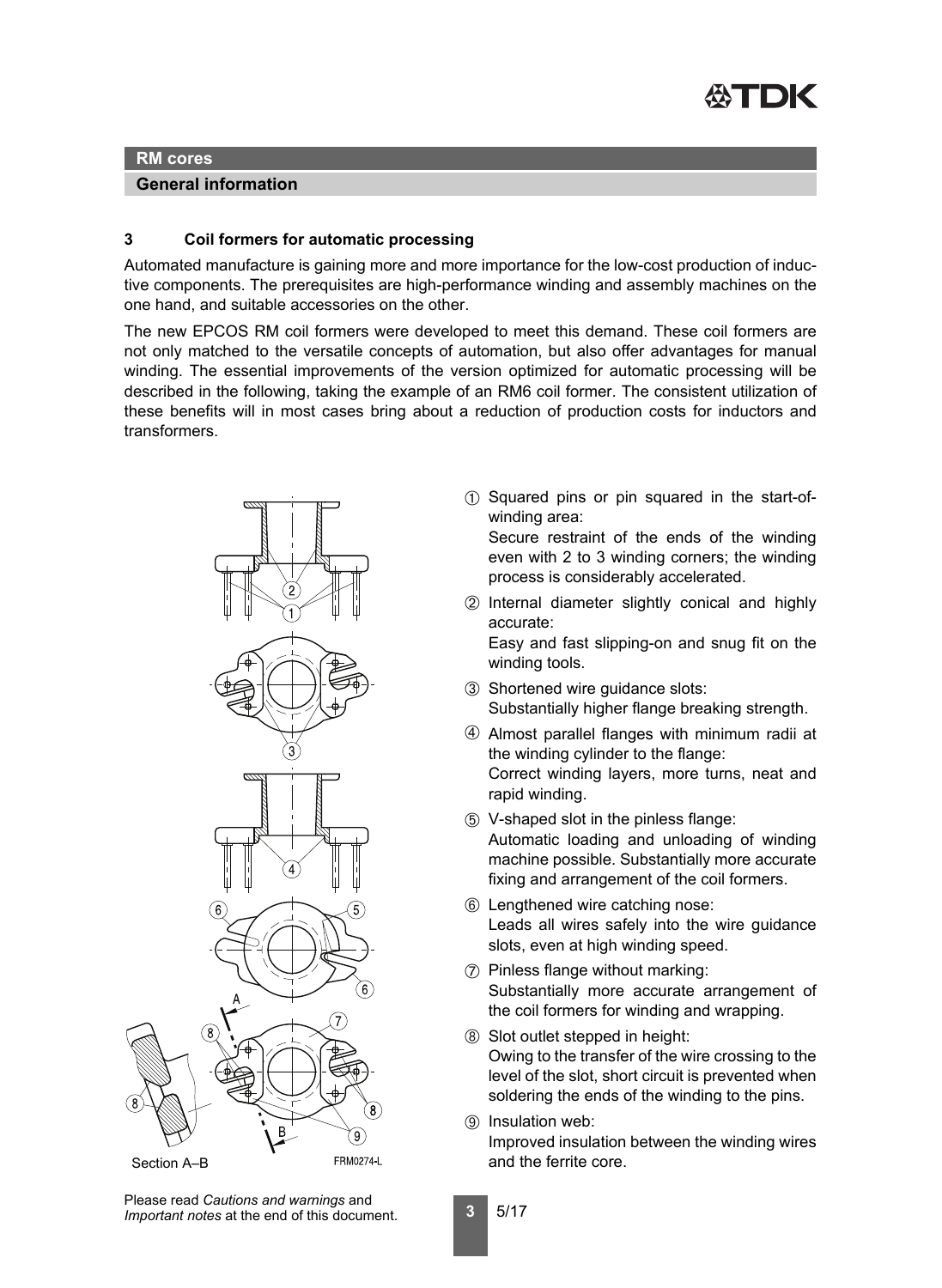## RM cores

### General information

### 3 Coil formers for automatic processing

Automated manufacture is gaining more and more importance for the low-cost production of inductive components. The prerequisites are high-performance winding and assembly machines on the one hand, and suitable accessories on the other.

The new EPCOS RM coil formers were developed to meet this demand. These coil formers are not only matched to the versatile concepts of automation, but also offer advantages for manual winding. The essential improvements of the version optimized for automatic processing will be described in the following, taking the example of an RM6 coil former. The consistent utilization of these benefits will in most cases bring about a reduction of production costs for inductors and transformers.

Section A–B

FRM0274-L

① Squared pins or pin squared in the start-of-winding area:
Secure restraint of the ends of the winding even with 2 to 3 winding corners; the winding process is considerably accelerated.

② Internal diameter slightly conical and highly accurate:
Easy and fast slipping-on and snug fit on the winding tools.

③ Shortened wire guidance slots:
Substantially higher flange breaking strength.

④ Almost parallel flanges with minimum radii at the winding cylinder to the flange:
Correct winding layers, more turns, neat and rapid winding.

⑤ V-shaped slot in the pinless flange:
Automatic loading and unloading of winding machine possible. Substantially more accurate fixing and arrangement of the coil formers.

⑥ Lengthened wire catching nose:
Leads all wires safely into the wire guidance slots, even at high winding speed.

⑦ Pinless flange without marking:
Substantially more accurate arrangement of the coil formers for winding and wrapping.

⑧ Slot outlet stepped in height:
Owing to the transfer of the wire crossing to the level of the slot, short circuit is prevented when soldering the ends of the winding to the pins.

⑨ Insulation web:
Improved insulation between the winding wires and the ferrite core.

Please read *Cautions and warnings* and *Important notes* at the end of this document.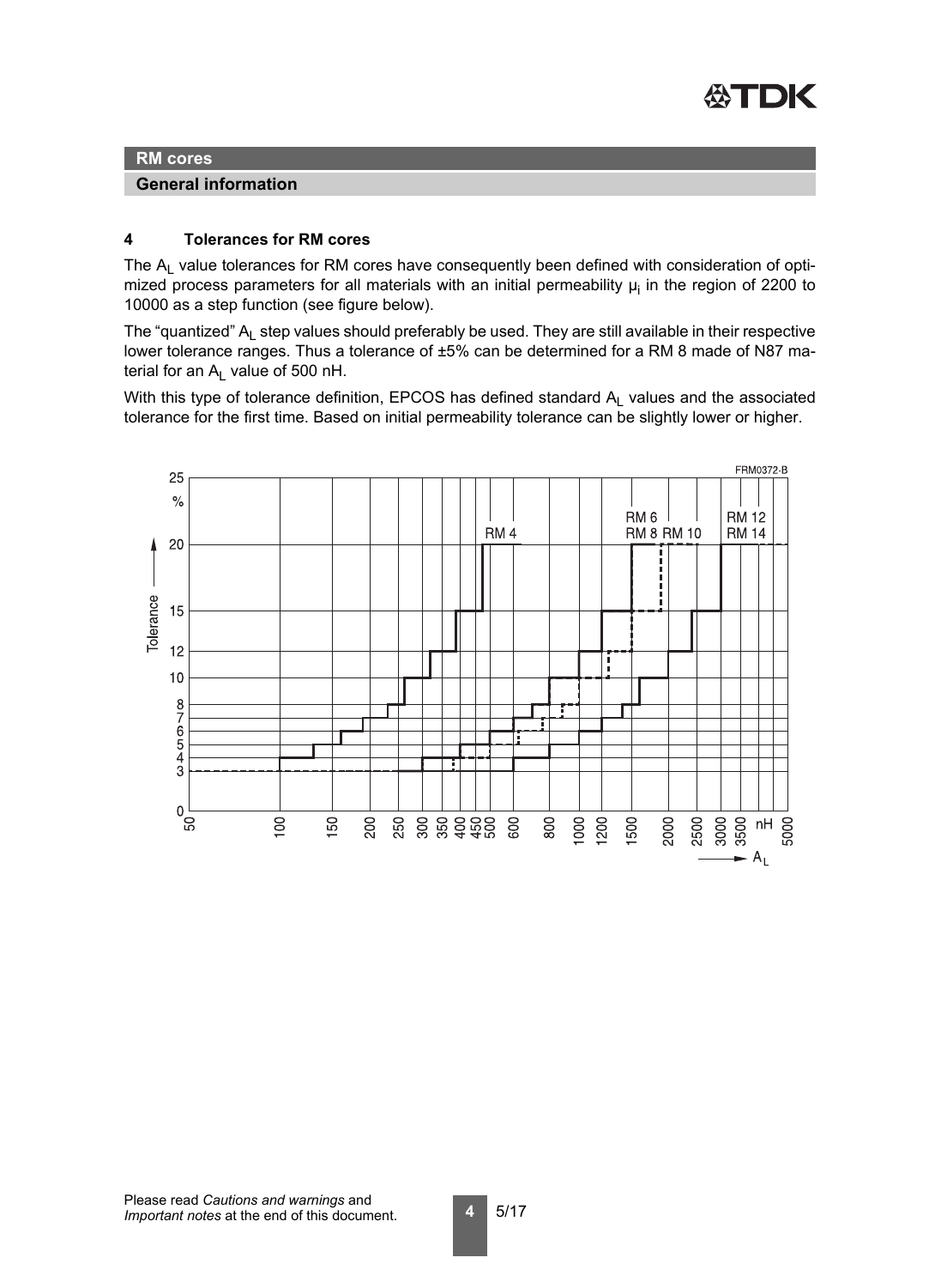**RM cores**

**General information**

## 4 Tolerances for RM cores

The $A_L$ value tolerances for RM cores have consequently been defined with consideration of optimized process parameters for all materials with an initial permeability $\mu_i$ in the region of 2200 to 10000 as a step function (see figure below).

The "quantized" $A_L$ step values should preferably be used. They are still available in their respective lower tolerance ranges. Thus a tolerance of ±5% can be determined for a RM 8 made of N87 material for an $A_L$ value of 500 nH.

With this type of tolerance definition, EPCOS has defined standard $A_L$ values and the associated tolerance for the first time. Based on initial permeability tolerance can be slightly lower or higher.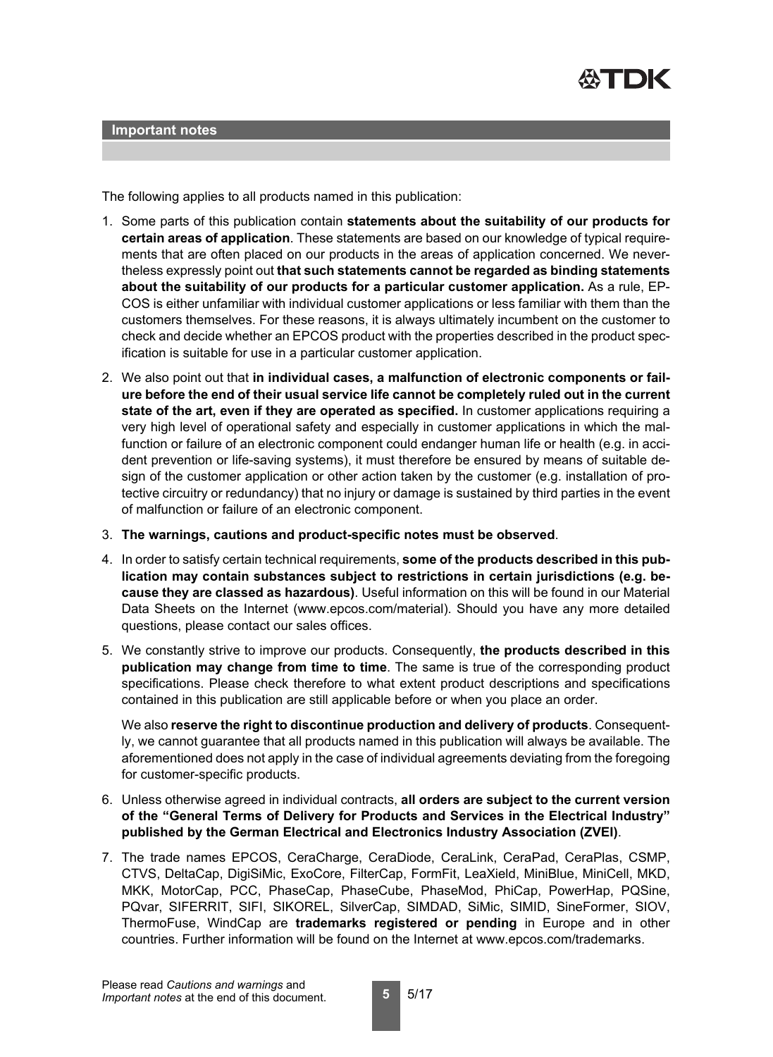## Important notes

The following applies to all products named in this publication:

1. Some parts of this publication contain **statements about the suitability of our products for certain areas of application**. These statements are based on our knowledge of typical requirements that are often placed on our products in the areas of application concerned. We nevertheless expressly point out **that such statements cannot be regarded as binding statements about the suitability of our products for a particular customer application.** As a rule, EPCOS is either unfamiliar with individual customer applications or less familiar with them than the customers themselves. For these reasons, it is always ultimately incumbent on the customer to check and decide whether an EPCOS product with the properties described in the product specification is suitable for use in a particular customer application.
2. We also point out that **in individual cases, a malfunction of electronic components or failure before the end of their usual service life cannot be completely ruled out in the current state of the art, even if they are operated as specified.** In customer applications requiring a very high level of operational safety and especially in customer applications in which the malfunction or failure of an electronic component could endanger human life or health (e.g. in accident prevention or life-saving systems), it must therefore be ensured by means of suitable design of the customer application or other action taken by the customer (e.g. installation of protective circuitry or redundancy) that no injury or damage is sustained by third parties in the event of malfunction or failure of an electronic component.
3. **The warnings, cautions and product-specific notes must be observed**.
4. In order to satisfy certain technical requirements, **some of the products described in this publication may contain substances subject to restrictions in certain jurisdictions (e.g. because they are classed as hazardous)**. Useful information on this will be found in our Material Data Sheets on the Internet (www.epcos.com/material). Should you have any more detailed questions, please contact our sales offices.
5. We constantly strive to improve our products. Consequently, **the products described in this publication may change from time to time**. The same is true of the corresponding product specifications. Please check therefore to what extent product descriptions and specifications contained in this publication are still applicable before or when you place an order.

   We also **reserve the right to discontinue production and delivery of products**. Consequently, we cannot guarantee that all products named in this publication will always be available. The aforementioned does not apply in the case of individual agreements deviating from the foregoing for customer-specific products.
6. Unless otherwise agreed in individual contracts, **all orders are subject to the current version of the "General Terms of Delivery for Products and Services in the Electrical Industry" published by the German Electrical and Electronics Industry Association (ZVEI)**.
7. The trade names EPCOS, CeraCharge, CeraDiode, CeraLink, CeraPad, CeraPlas, CSMP, CTVS, DeltaCap, DigiSiMic, ExoCore, FilterCap, FormFit, LeaXield, MiniBlue, MiniCell, MKD, MKK, MotorCap, PCC, PhaseCap, PhaseCube, PhaseMod, PhiCap, PowerHap, PQSine, PQvar, SIFERRIT, SIFI, SIKOREL, SilverCap, SIMDAD, SiMic, SIMID, SineFormer, SIOV, ThermoFuse, WindCap are **trademarks registered or pending** in Europe and in other countries. Further information will be found on the Internet at www.epcos.com/trademarks.